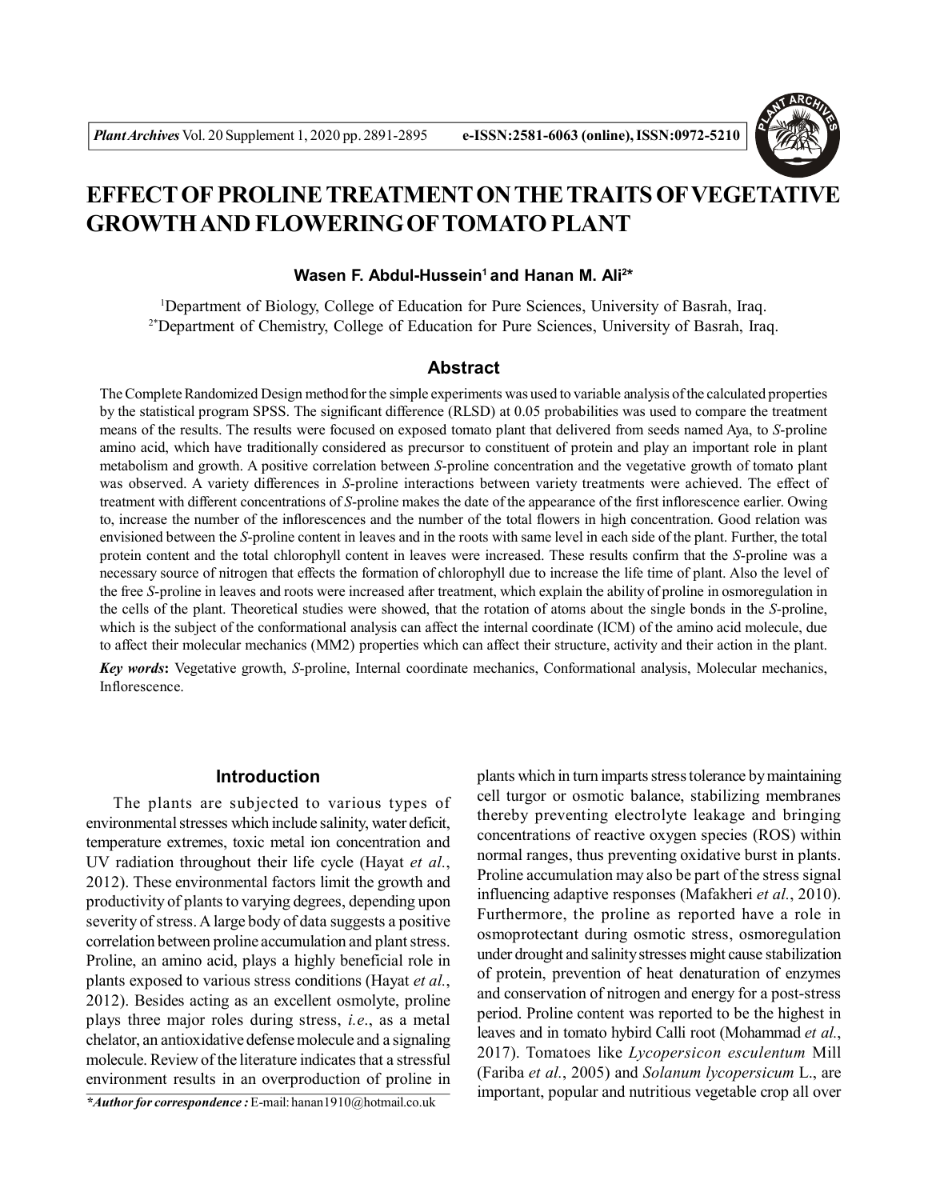# EFFECT OF PROLINE TREATMENT ON THE TRAITS OF VEGETATIVE GROWTH AND FLOWERING OF TOMATO PLANT

**Wasen F. Abdul-Hussein[1] and Hanan M. Ali[2*]**

[1]Department of Biology, College of Education for Pure Sciences, University of Basrah, Iraq.
[2*]Department of Chemistry, College of Education for Pure Sciences, University of Basrah, Iraq.

## Abstract

The Complete Randomized Design method for the simple experiments was used to variable analysis of the calculated properties by the statistical program SPSS. The significant difference (RLSD) at 0.05 probabilities was used to compare the treatment means of the results. The results were focused on exposed tomato plant that delivered from seeds named Aya, to *S*-proline amino acid, which have traditionally considered as precursor to constituent of protein and play an important role in plant metabolism and growth. A positive correlation between *S*-proline concentration and the vegetative growth of tomato plant was observed. A variety differences in *S*-proline interactions between variety treatments were achieved. The effect of treatment with different concentrations of *S*-proline makes the date of the appearance of the first inflorescence earlier. Owing to, increase the number of the inflorescences and the number of the total flowers in high concentration. Good relation was envisioned between the *S*-proline content in leaves and in the roots with same level in each side of the plant. Further, the total protein content and the total chlorophyll content in leaves were increased. These results confirm that the *S*-proline was a necessary source of nitrogen that effects the formation of chlorophyll due to increase the life time of plant. Also the level of the free *S*-proline in leaves and roots were increased after treatment, which explain the ability of proline in osmoregulation in the cells of the plant. Theoretical studies were showed, that the rotation of atoms about the single bonds in the *S*-proline, which is the subject of the conformational analysis can affect the internal coordinate (ICM) of the amino acid molecule, due to affect their molecular mechanics (MM2) properties which can affect their structure, activity and their action in the plant.

***Key words*:** Vegetative growth, *S*-proline, Internal coordinate mechanics, Conformational analysis, Molecular mechanics, Inflorescence.

## Introduction

The plants are subjected to various types of environmental stresses which include salinity, water deficit, temperature extremes, toxic metal ion concentration and UV radiation throughout their life cycle (Hayat *et al.*, 2012). These environmental factors limit the growth and productivity of plants to varying degrees, depending upon severity of stress. A large body of data suggests a positive correlation between proline accumulation and plant stress. Proline, an amino acid, plays a highly beneficial role in plants exposed to various stress conditions (Hayat *et al.*, 2012). Besides acting as an excellent osmolyte, proline plays three major roles during stress, *i.e.*, as a metal chelator, an antioxidative defense molecule and a signaling molecule. Review of the literature indicates that a stressful environment results in an overproduction of proline in plants which in turn imparts stress tolerance by maintaining cell turgor or osmotic balance, stabilizing membranes thereby preventing electrolyte leakage and bringing concentrations of reactive oxygen species (ROS) within normal ranges, thus preventing oxidative burst in plants. Proline accumulation may also be part of the stress signal influencing adaptive responses (Mafakheri *et al.*, 2010). Furthermore, the proline as reported have a role in osmoprotectant during osmotic stress, osmoregulation under drought and salinity stresses might cause stabilization of protein, prevention of heat denaturation of enzymes and conservation of nitrogen and energy for a post-stress period. Proline content was reported to be the highest in leaves and in tomato hybird Calli root (Mohammad *et al.*, 2017). Tomatoes like *Lycopersicon esculentum* Mill (Fariba *et al.*, 2005) and *Solanum lycopersicum* L., are important, popular and nutritious vegetable crop all over

**\*Author for correspondence :** E-mail: hanan1910@hotmail.co.uk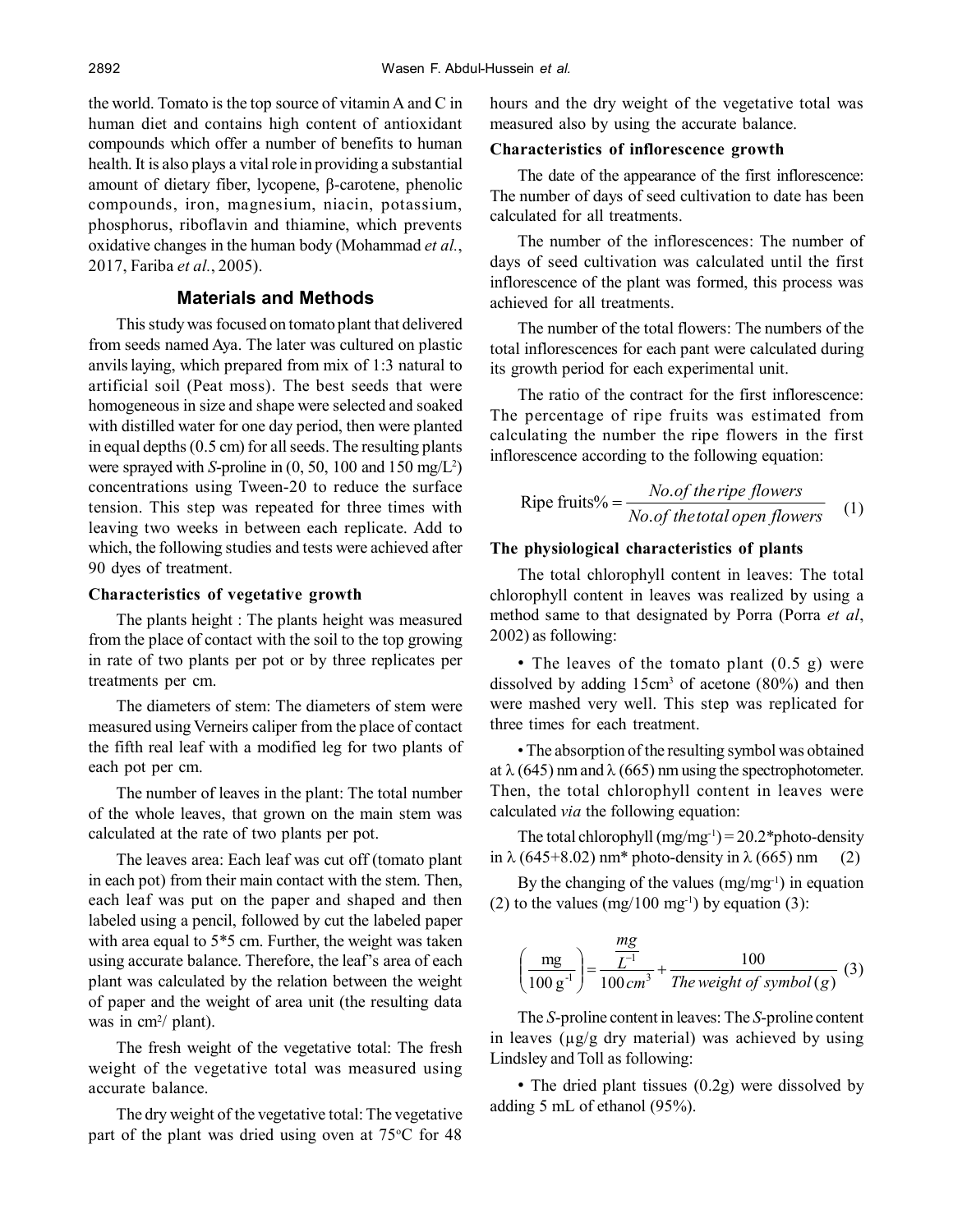the world. Tomato is the top source of vitamin A and C in human diet and contains high content of antioxidant compounds which offer a number of benefits to human health. It is also plays a vital role in providing a substantial amount of dietary fiber, lycopene, β-carotene, phenolic compounds, iron, magnesium, niacin, potassium, phosphorus, riboflavin and thiamine, which prevents oxidative changes in the human body (Mohammad *et al.*, 2017, Fariba *et al.*, 2005).

## Materials and Methods

This study was focused on tomato plant that delivered from seeds named Aya. The later was cultured on plastic anvils laying, which prepared from mix of 1:3 natural to artificial soil (Peat moss). The best seeds that were homogeneous in size and shape were selected and soaked with distilled water for one day period, then were planted in equal depths (0.5 cm) for all seeds. The resulting plants were sprayed with *S*-proline in (0, 50, 100 and 150 mg/L$^2$) concentrations using Tween-20 to reduce the surface tension. This step was repeated for three times with leaving two weeks in between each replicate. Add to which, the following studies and tests were achieved after 90 dyes of treatment.

### Characteristics of vegetative growth

The plants height : The plants height was measured from the place of contact with the soil to the top growing in rate of two plants per pot or by three replicates per treatments per cm.

The diameters of stem: The diameters of stem were measured using Verneirs caliper from the place of contact the fifth real leaf with a modified leg for two plants of each pot per cm.

The number of leaves in the plant: The total number of the whole leaves, that grown on the main stem was calculated at the rate of two plants per pot.

The leaves area: Each leaf was cut off (tomato plant in each pot) from their main contact with the stem. Then, each leaf was put on the paper and shaped and then labeled using a pencil, followed by cut the labeled paper with area equal to 5*5 cm. Further, the weight was taken using accurate balance. Therefore, the leaf's area of each plant was calculated by the relation between the weight of paper and the weight of area unit (the resulting data was in cm$^2$/ plant).

The fresh weight of the vegetative total: The fresh weight of the vegetative total was measured using accurate balance.

The dry weight of the vegetative total: The vegetative part of the plant was dried using oven at 75$^o$C for 48 hours and the dry weight of the vegetative total was measured also by using the accurate balance.

### Characteristics of inflorescence growth

The date of the appearance of the first inflorescence: The number of days of seed cultivation to date has been calculated for all treatments.

The number of the inflorescences: The number of days of seed cultivation was calculated until the first inflorescence of the plant was formed, this process was achieved for all treatments.

The number of the total flowers: The numbers of the total inflorescences for each pant were calculated during its growth period for each experimental unit.

The ratio of the contract for the first inflorescence: The percentage of ripe fruits was estimated from calculating the number the ripe flowers in the first inflorescence according to the following equation:

$$\text{Ripe fruits\%} = \frac{No. of\ the\ ripe\ flowers}{No. of\ the\ total\ open\ flowers} \quad (1)$$

### The physiological characteristics of plants

The total chlorophyll content in leaves: The total chlorophyll content in leaves was realized by using a method same to that designated by Porra (Porra *et al*, 2002) as following:

- The leaves of the tomato plant (0.5 g) were dissolved by adding 15cm$^3$ of acetone (80%) and then were mashed very well. This step was replicated for three times for each treatment.

- The absorption of the resulting symbol was obtained at λ (645) nm and λ (665) nm using the spectrophotometer. Then, the total chlorophyll content in leaves were calculated *via* the following equation:

The total chlorophyll (mg/mg$^{-1}$) = 20.2*photo-density in λ (645+8.02) nm* photo-density in λ (665) nm (2)

By the changing of the values (mg/mg$^{-1}$) in equation (2) to the values (mg/100 mg$^{-1}$) by equation (3):

$$\left(\frac{\text{mg}}{100\,\text{g}^{-1}}\right) = \frac{\frac{mg}{L^{-1}}}{100\,cm^3} + \frac{100}{The\ weight\ of\ symbol\,(g)} \quad (3)$$

The *S*-proline content in leaves: The *S*-proline content in leaves (μg/g dry material) was achieved by using Lindsley and Toll as following:

- The dried plant tissues (0.2g) were dissolved by adding 5 mL of ethanol (95%).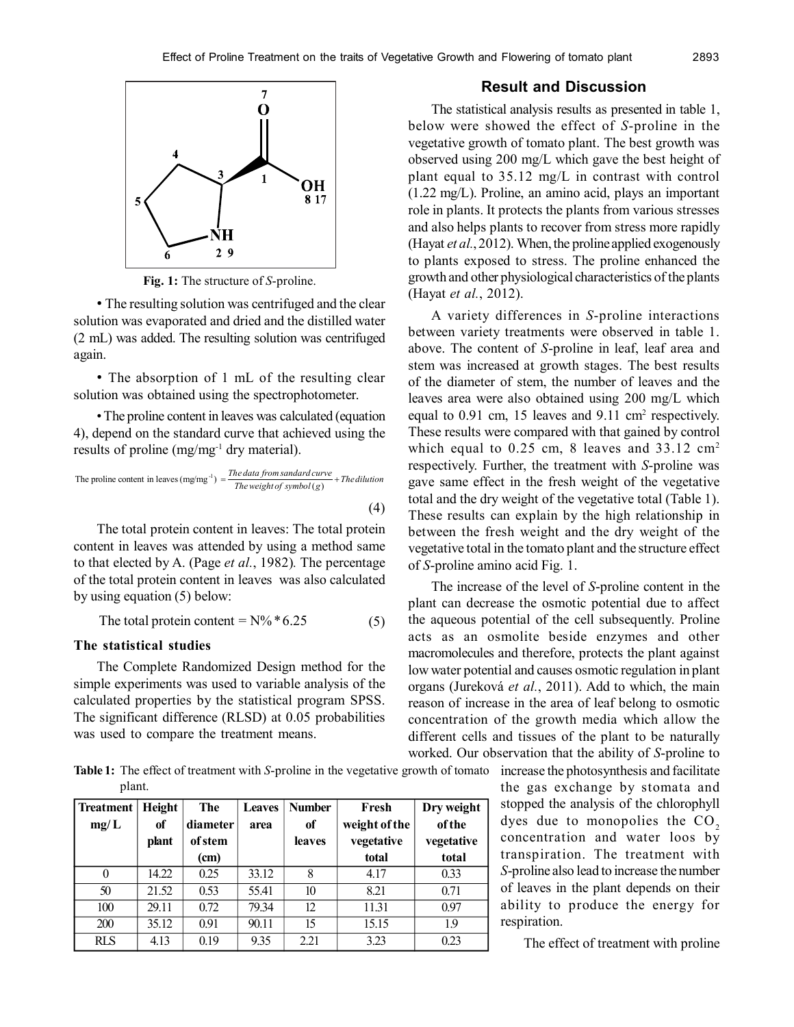Fig. 1: The structure of *S*-proline.

• The resulting solution was centrifuged and the clear solution was evaporated and dried and the distilled water (2 mL) was added. The resulting solution was centrifuged again.

• The absorption of 1 mL of the resulting clear solution was obtained using the spectrophotometer.

• The proline content in leaves was calculated (equation 4), depend on the standard curve that achieved using the results of proline (mg/mg$^{-1}$ dry material).

$$\text{The proline content in leaves (mg/mg}^{-1}) = \frac{\text{The data from sandard curve}}{\text{The weight of symbol (g)}} + \text{The dilution} \quad (4)$$

The total protein content in leaves: The total protein content in leaves was attended by using a method same to that elected by A. (Page *et al.*, 1982). The percentage of the total protein content in leaves was also calculated by using equation (5) below:

$$\text{The total protein content} = \text{N\%} * 6.25 \quad (5)$$

### The statistical studies

The Complete Randomized Design method for the simple experiments was used to variable analysis of the calculated properties by the statistical program SPSS. The significant difference (RLSD) at 0.05 probabilities was used to compare the treatment means.

**Table 1:** The effect of treatment with *S*-proline in the vegetative growth of tomato plant.

| Treatment mg/ L | Height of plant | The diameter of stem (cm) | Leaves area | Number of leaves | Fresh weight of the vegetative total | Dry weight of the vegetative total |
|---|---|---|---|---|---|---|
| 0 | 14.22 | 0.25 | 33.12 | 8 | 4.17 | 0.33 |
| 50 | 21.52 | 0.53 | 55.41 | 10 | 8.21 | 0.71 |
| 100 | 29.11 | 0.72 | 79.34 | 12 | 11.31 | 0.97 |
| 200 | 35.12 | 0.91 | 90.11 | 15 | 15.15 | 1.9 |
| RLS | 4.13 | 0.19 | 9.35 | 2.21 | 3.23 | 0.23 |

## Result and Discussion

The statistical analysis results as presented in table 1, below were showed the effect of *S*-proline in the vegetative growth of tomato plant. The best growth was observed using 200 mg/L which gave the best height of plant equal to 35.12 mg/L in contrast with control (1.22 mg/L). Proline, an amino acid, plays an important role in plants. It protects the plants from various stresses and also helps plants to recover from stress more rapidly (Hayat *et al.*, 2012). When, the proline applied exogenously to plants exposed to stress. The proline enhanced the growth and other physiological characteristics of the plants (Hayat *et al.*, 2012).

A variety differences in *S*-proline interactions between variety treatments were observed in table 1. above. The content of *S*-proline in leaf, leaf area and stem was increased at growth stages. The best results of the diameter of stem, the number of leaves and the leaves area were also obtained using 200 mg/L which equal to 0.91 cm, 15 leaves and 9.11 cm$^2$ respectively. These results were compared with that gained by control which equal to 0.25 cm, 8 leaves and 33.12 cm$^2$ respectively. Further, the treatment with *S*-proline was gave same effect in the fresh weight of the vegetative total and the dry weight of the vegetative total (Table 1). These results can explain by the high relationship in between the fresh weight and the dry weight of the vegetative total in the tomato plant and the structure effect of *S*-proline amino acid Fig. 1.

The increase of the level of *S*-proline content in the plant can decrease the osmotic potential due to affect the aqueous potential of the cell subsequently. Proline acts as an osmolite beside enzymes and other macromolecules and therefore, protects the plant against low water potential and causes osmotic regulation in plant organs (Jureková *et al.*, 2011). Add to which, the main reason of increase in the area of leaf belong to osmotic concentration of the growth media which allow the different cells and tissues of the plant to be naturally worked. Our observation that the ability of *S*-proline to increase the photosynthesis and facilitate the gas exchange by stomata and stopped the analysis of the chlorophyll dyes due to monopolies the $CO_2$ concentration and water loos by transpiration. The treatment with *S*-proline also lead to increase the number of leaves in the plant depends on their ability to produce the energy for respiration.

The effect of treatment with proline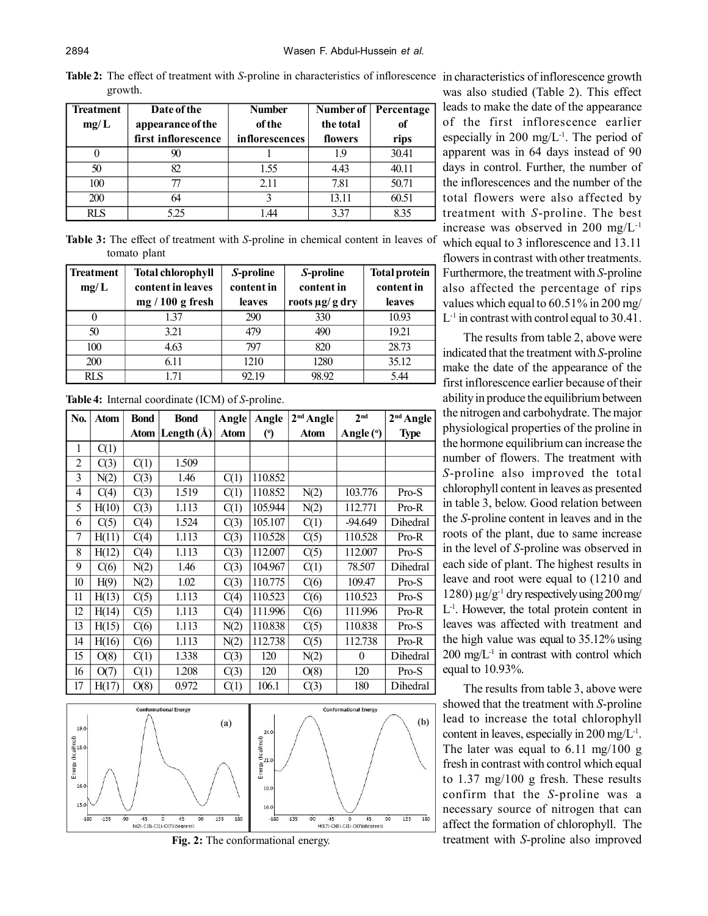**Table 2:** The effect of treatment with *S*-proline in characteristics of inflorescence growth.

| Treatment mg/ L | Date of the appearance of the first inflorescence | Number of the inflorescences | Number of the total flowers | Percentage of rips |
|---|---|---|---|---|
| 0 | 90 | 1 | 1.9 | 30.41 |
| 50 | 82 | 1.55 | 4.43 | 40.11 |
| 100 | 77 | 2.11 | 7.81 | 50.71 |
| 200 | 64 | 3 | 13.11 | 60.51 |
| RLS | 5.25 | 1.44 | 3.37 | 8.35 |

**Table 3:** The effect of treatment with *S*-proline in chemical content in leaves of tomato plant

| Treatment mg/ L | Total chlorophyll content in leaves mg / 100 g fresh | *S*-proline content in leaves | *S*-proline content in roots µg/ g dry | Total protein content in leaves |
|---|---|---|---|---|
| 0 | 1.37 | 290 | 330 | 10.93 |
| 50 | 3.21 | 479 | 490 | 19.21 |
| 100 | 4.63 | 797 | 820 | 28.73 |
| 200 | 6.11 | 1210 | 1280 | 35.12 |
| RLS | 1.71 | 92.19 | 98.92 | 5.44 |

**Table 4:** Internal coordinate (ICM) of *S*-proline.

| No. | Atom | Bond Atom | Bond Length (Å) | Angle Atom | Angle (°) | 2nd Angle Atom | 2nd Angle (°) | 2nd Angle Type |
|---|---|---|---|---|---|---|---|---|
| 1 | C(1) | | | | | | | |
| 2 | C(3) | C(1) | 1.509 | | | | | |
| 3 | N(2) | C(3) | 1.46 | C(1) | 110.852 | | | |
| 4 | C(4) | C(3) | 1.519 | C(1) | 110.852 | N(2) | 103.776 | Pro-S |
| 5 | H(10) | C(3) | 1.113 | C(1) | 105.944 | N(2) | 112.771 | Pro-R |
| 6 | C(5) | C(4) | 1.524 | C(3) | 105.107 | C(1) | -94.649 | Dihedral |
| 7 | H(11) | C(4) | 1.113 | C(3) | 110.528 | C(5) | 110.528 | Pro-R |
| 8 | H(12) | C(4) | 1.113 | C(3) | 112.007 | C(5) | 112.007 | Pro-S |
| 9 | C(6) | N(2) | 1.46 | C(3) | 104.967 | C(1) | 78.507 | Dihedral |
| 10 | H(9) | N(2) | 1.02 | C(3) | 110.775 | C(6) | 109.47 | Pro-S |
| 11 | H(13) | C(5) | 1.113 | C(4) | 110.523 | C(6) | 110.523 | Pro-S |
| 12 | H(14) | C(5) | 1.113 | C(4) | 111.996 | C(6) | 111.996 | Pro-R |
| 13 | H(15) | C(6) | 1.113 | N(2) | 110.838 | C(5) | 110.838 | Pro-S |
| 14 | H(16) | C(6) | 1.113 | N(2) | 112.738 | C(5) | 112.738 | Pro-R |
| 15 | O(8) | C(1) | 1.338 | C(3) | 120 | N(2) | 0 | Dihedral |
| 16 | O(7) | C(1) | 1.208 | C(3) | 120 | O(8) | 120 | Pro-S |
| 17 | H(17) | O(8) | 0.972 | C(1) | 106.1 | C(3) | 180 | Dihedral |

**Fig. 2:** The conformational energy.

in characteristics of inflorescence growth was also studied (Table 2). This effect leads to make the date of the appearance of the first inflorescence earlier especially in 200 mg/L$^{-1}$. The period of apparent was in 64 days instead of 90 days in control. Further, the number of the inflorescences and the number of the total flowers were also affected by treatment with *S*-proline. The best increase was observed in 200 mg/L$^{-1}$ which equal to 3 inflorescence and 13.11 flowers in contrast with other treatments. Furthermore, the treatment with *S*-proline also affected the percentage of rips values which equal to 60.51% in 200 mg/ L$^{-1}$ in contrast with control equal to 30.41.

The results from table 2, above were indicated that the treatment with *S*-proline make the date of the appearance of the first inflorescence earlier because of their ability in produce the equilibrium between the nitrogen and carbohydrate. The major physiological properties of the proline in the hormone equilibrium can increase the number of flowers. The treatment with *S*-proline also improved the total chlorophyll content in leaves as presented in table 3, below. Good relation between the *S*-proline content in leaves and in the roots of the plant, due to same increase in the level of *S*-proline was observed in each side of plant. The highest results in leave and root were equal to (1210 and 1280) µg/g$^{-1}$ dry respectively using 200 mg/ L$^{-1}$. However, the total protein content in leaves was affected with treatment and the high value was equal to 35.12% using 200 mg/L$^{-1}$ in contrast with control which equal to 10.93%.

The results from table 3, above were showed that the treatment with *S*-proline lead to increase the total chlorophyll content in leaves, especially in 200 mg/L$^{-1}$. The later was equal to 6.11 mg/100 g fresh in contrast with control which equal to 1.37 mg/100 g fresh. These results confirm that the *S*-proline was a necessary source of nitrogen that can affect the formation of chlorophyll. The treatment with *S*-proline also improved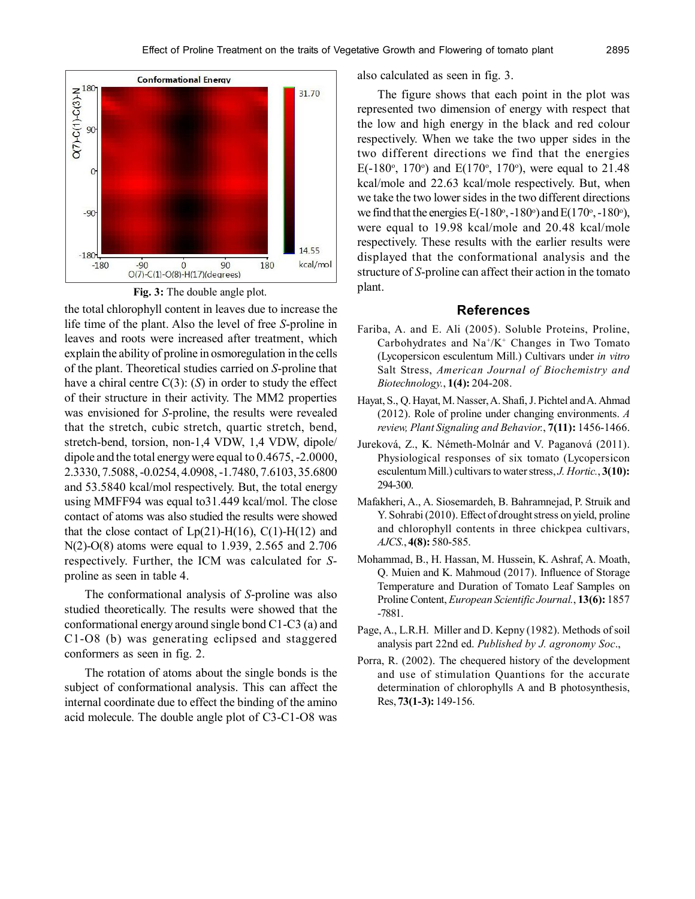Conformational Energy

O(7)-C(1)-C(3)-N

180
90
0
-90
-180

-180 -90 0 90 180

O(7)-C(1)-O(8)-H(17)(degrees)

31.70

14.55

kcal/mol

**Fig. 3:** The double angle plot.

the total chlorophyll content in leaves due to increase the life time of the plant. Also the level of free *S*-proline in leaves and roots were increased after treatment, which explain the ability of proline in osmoregulation in the cells of the plant. Theoretical studies carried on *S*-proline that have a chiral centre C(3): (*S*) in order to study the effect of their structure in their activity. The MM2 properties was envisioned for *S*-proline, the results were revealed that the stretch, cubic stretch, quartic stretch, bend, stretch-bend, torsion, non-1,4 VDW, 1,4 VDW, dipole/dipole and the total energy were equal to 0.4675, -2.0000, 2.3330, 7.5088, -0.0254, 4.0908, -1.7480, 7.6103, 35.6800 and 53.5840 kcal/mol respectively. But, the total energy using MMFF94 was equal to31.449 kcal/mol. The close contact of atoms was also studied the results were showed that the close contact of Lp(21)-H(16), C(1)-H(12) and N(2)-O(8) atoms were equal to 1.939, 2.565 and 2.706 respectively. Further, the ICM was calculated for *S*-proline as seen in table 4.

The conformational analysis of *S*-proline was also studied theoretically. The results were showed that the conformational energy around single bond C1-C3 (a) and C1-O8 (b) was generating eclipsed and staggered conformers as seen in fig. 2.

The rotation of atoms about the single bonds is the subject of conformational analysis. This can affect the internal coordinate due to effect the binding of the amino acid molecule. The double angle plot of C3-C1-O8 was also calculated as seen in fig. 3.

The figure shows that each point in the plot was represented two dimension of energy with respect that the low and high energy in the black and red colour respectively. When we take the two upper sides in the two different directions we find that the energies E(-180°, 170°) and E(170°, 170°), were equal to 21.48 kcal/mole and 22.63 kcal/mole respectively. But, when we take the two lower sides in the two different directions we find that the energies E(-180°, -180°) and E(170°, -180°), were equal to 19.98 kcal/mole and 20.48 kcal/mole respectively. These results with the earlier results were displayed that the conformational analysis and the structure of *S*-proline can affect their action in the tomato plant.

## References

Fariba, A. and E. Ali (2005). Soluble Proteins, Proline, Carbohydrates and $Na^+/K^+$ Changes in Two Tomato (Lycopersicon esculentum Mill.) Cultivars under *in vitro* Salt Stress, *American Journal of Biochemistry and Biotechnology.*, **1(4):** 204-208.

Hayat, S., Q. Hayat, M. Nasser, A. Shafi, J. Pichtel and A. Ahmad (2012). Role of proline under changing environments. *A review, Plant Signaling and Behavior.*, **7(11):** 1456-1466.

Jureková, Z., K. Németh-Molnár and V. Paganová (2011). Physiological responses of six tomato (Lycopersicon esculentum Mill.) cultivars to water stress, *J. Hortic.*, **3(10):** 294-300.

Mafakheri, A., A. Siosemardeh, B. Bahramnejad, P. Struik and Y. Sohrabi (2010). Effect of drought stress on yield, proline and chlorophyll contents in three chickpea cultivars, *AJCS.*, **4(8):** 580-585.

Mohammad, B., H. Hassan, M. Hussein, K. Ashraf, A. Moath, Q. Muien and K. Mahmoud (2017). Influence of Storage Temperature and Duration of Tomato Leaf Samples on Proline Content, *European Scientific Journal.*, **13(6):** 1857-7881.

Page, A., L.R.H. Miller and D. Kepny (1982). Methods of soil analysis part 22nd ed. *Published by J. agronomy Soc*.,

Porra, R. (2002). The chequered history of the development and use of stimulation Quantions for the accurate determination of chlorophylls A and B photosynthesis, Res, **73(1-3):** 149-156.